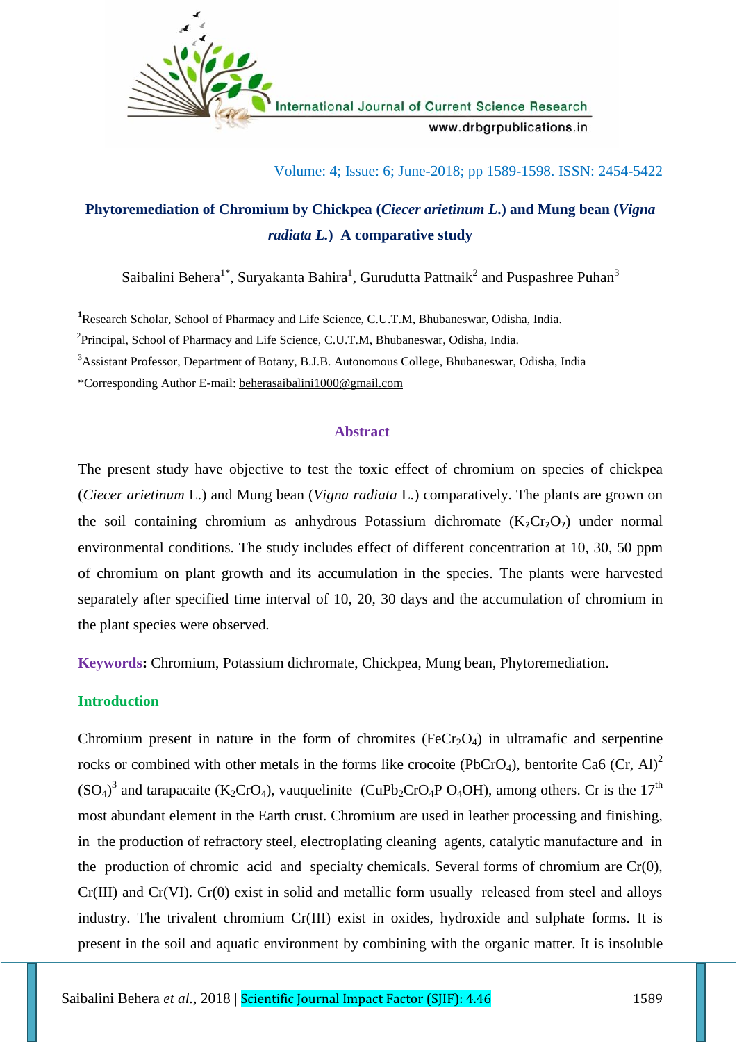# Phytoremediation of Chromium by Chickpea (*Ciecer arietinum L.*) and Mung bean (*Vigna radiata L.*) A comparative study

Saibalini Behera[1*], Suryakanta Bahira[1], Gurudutta Pattnaik[2] and Puspashree Puhan[3]

[1]Research Scholar, School of Pharmacy and Life Science, C.U.T.M, Bhubaneswar, Odisha, India.

[2]Principal, School of Pharmacy and Life Science, C.U.T.M, Bhubaneswar, Odisha, India.

[3]Assistant Professor, Department of Botany, B.J.B. Autonomous College, Bhubaneswar, Odisha, India

*Corresponding Author E-mail: beherasaibalini1000@gmail.com

## Abstract

The present study have objective to test the toxic effect of chromium on species of chickpea (*Ciecer arietinum* L.) and Mung bean (*Vigna radiata* L.) comparatively. The plants are grown on the soil containing chromium as anhydrous Potassium dichromate ($K_2Cr_2O_7$) under normal environmental conditions. The study includes effect of different concentration at 10, 30, 50 ppm of chromium on plant growth and its accumulation in the species. The plants were harvested separately after specified time interval of 10, 20, 30 days and the accumulation of chromium in the plant species were observed.

**Keywords:** Chromium, Potassium dichromate, Chickpea, Mung bean, Phytoremediation.

## Introduction

Chromium present in nature in the form of chromites ($FeCr_2O_4$) in ultramafic and serpentine rocks or combined with other metals in the forms like crocoite ($PbCrO_4$), bentorite Ca6 (Cr, Al)$^2$ $(SO_4)^3$ and tarapacaite ($K_2CrO_4$), vauquelinite ($CuPb_2CrO_4P\ O_4OH$), among others. Cr is the 17$^{th}$ most abundant element in the Earth crust. Chromium are used in leather processing and finishing, in the production of refractory steel, electroplating cleaning agents, catalytic manufacture and in the production of chromic acid and specialty chemicals. Several forms of chromium are Cr(0), Cr(III) and Cr(VI). Cr(0) exist in solid and metallic form usually released from steel and alloys industry. The trivalent chromium Cr(III) exist in oxides, hydroxide and sulphate forms. It is present in the soil and aquatic environment by combining with the organic matter. It is insoluble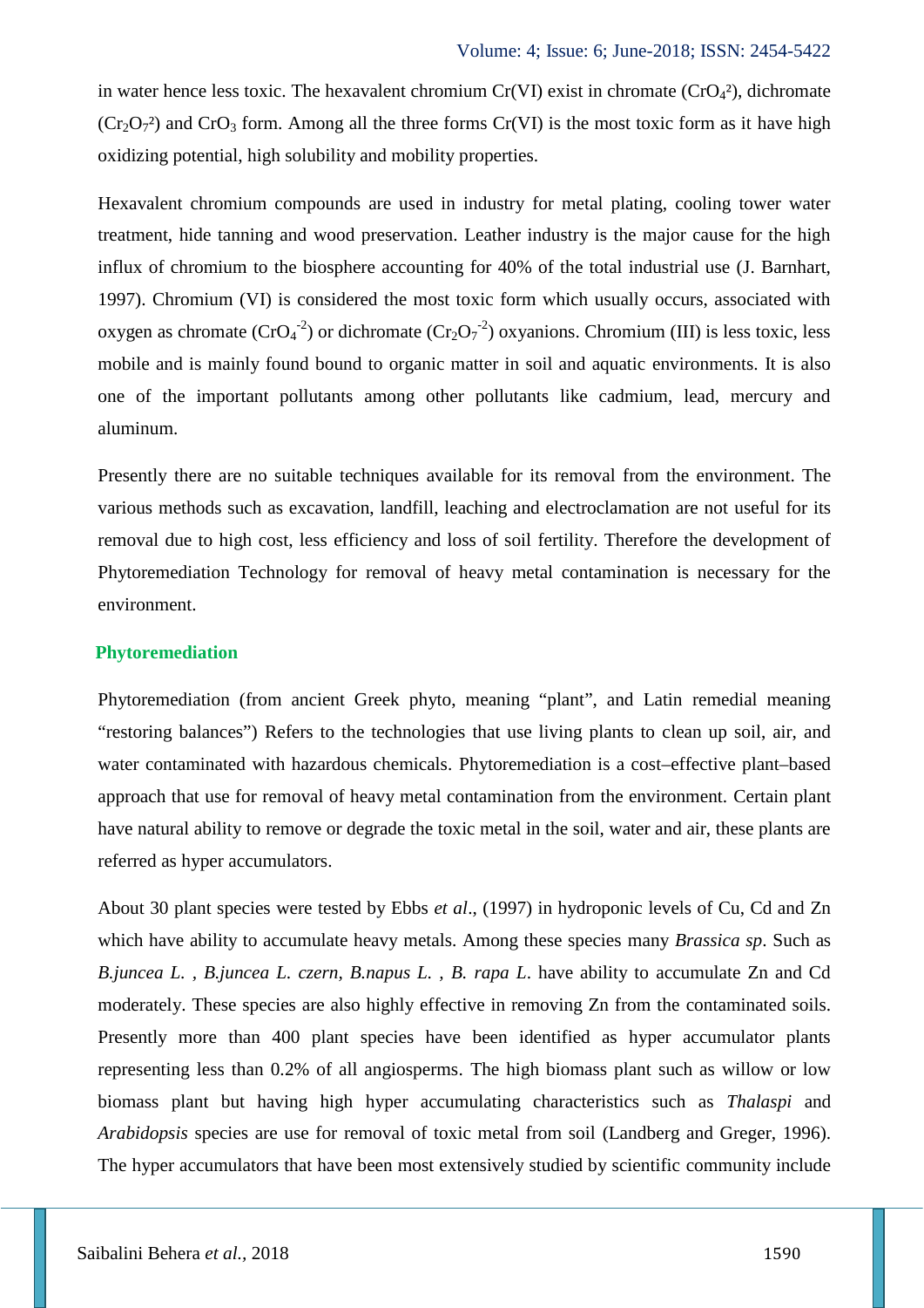in water hence less toxic. The hexavalent chromium Cr(VI) exist in chromate ($CrO_4^2$), dichromate ($Cr_2O_7^2$) and $CrO_3$ form. Among all the three forms Cr(VI) is the most toxic form as it have high oxidizing potential, high solubility and mobility properties.

Hexavalent chromium compounds are used in industry for metal plating, cooling tower water treatment, hide tanning and wood preservation. Leather industry is the major cause for the high influx of chromium to the biosphere accounting for 40% of the total industrial use (J. Barnhart, 1997). Chromium (VI) is considered the most toxic form which usually occurs, associated with oxygen as chromate ($CrO_4^{-2}$) or dichromate ($Cr_2O_7^{-2}$) oxyanions. Chromium (III) is less toxic, less mobile and is mainly found bound to organic matter in soil and aquatic environments. It is also one of the important pollutants among other pollutants like cadmium, lead, mercury and aluminum.

Presently there are no suitable techniques available for its removal from the environment. The various methods such as excavation, landfill, leaching and electroclamation are not useful for its removal due to high cost, less efficiency and loss of soil fertility. Therefore the development of Phytoremediation Technology for removal of heavy metal contamination is necessary for the environment.

## Phytoremediation

Phytoremediation (from ancient Greek phyto, meaning "plant", and Latin remedial meaning "restoring balances") Refers to the technologies that use living plants to clean up soil, air, and water contaminated with hazardous chemicals. Phytoremediation is a cost–effective plant–based approach that use for removal of heavy metal contamination from the environment. Certain plant have natural ability to remove or degrade the toxic metal in the soil, water and air, these plants are referred as hyper accumulators.

About 30 plant species were tested by Ebbs *et al*., (1997) in hydroponic levels of Cu, Cd and Zn which have ability to accumulate heavy metals. Among these species many *Brassica sp*. Such as *B.juncea L.* , *B.juncea L. czern*, *B.napus L.* , *B. rapa L*. have ability to accumulate Zn and Cd moderately. These species are also highly effective in removing Zn from the contaminated soils. Presently more than 400 plant species have been identified as hyper accumulator plants representing less than 0.2% of all angiosperms. The high biomass plant such as willow or low biomass plant but having high hyper accumulating characteristics such as *Thalaspi* and *Arabidopsis* species are use for removal of toxic metal from soil (Landberg and Greger, 1996). The hyper accumulators that have been most extensively studied by scientific community include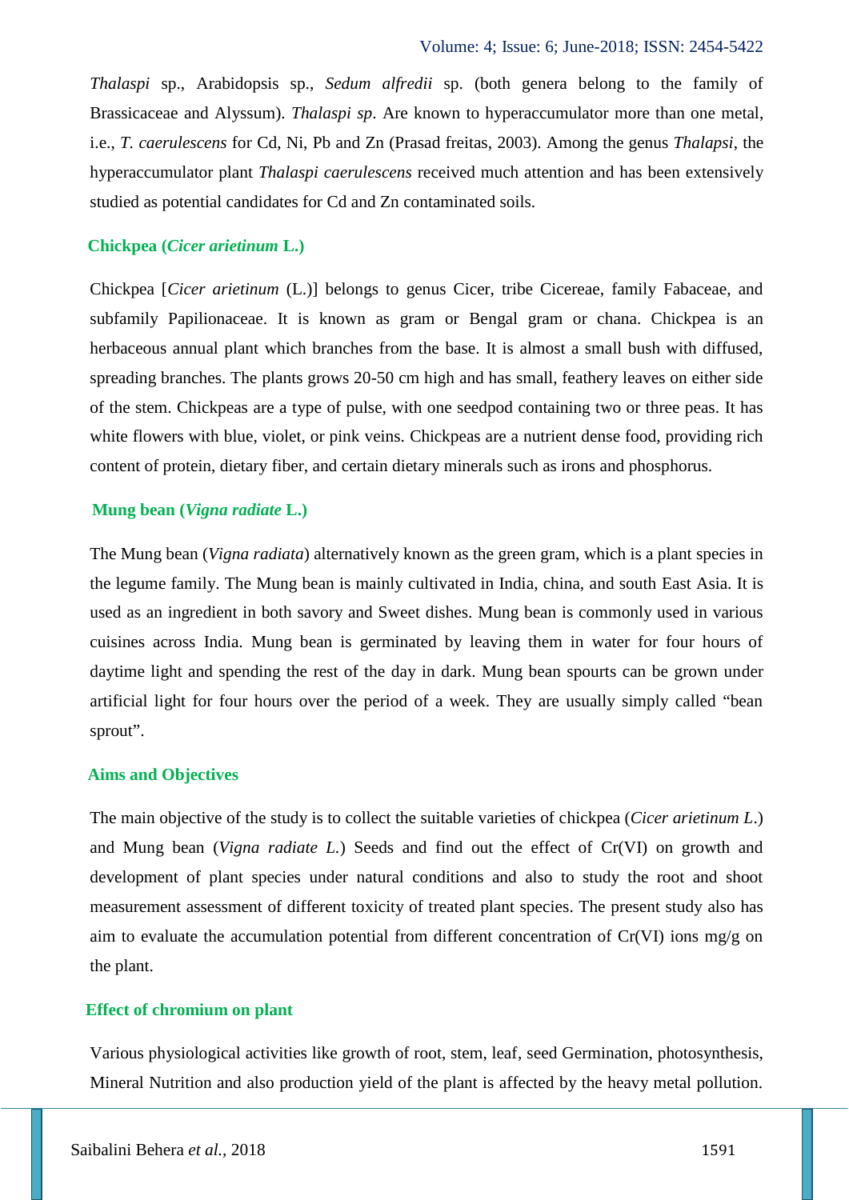*Thalaspi* sp., Arabidopsis sp., *Sedum alfredii* sp. (both genera belong to the family of Brassicaceae and Alyssum). *Thalaspi sp*. Are known to hyperaccumulator more than one metal, i.e., *T. caerulescens* for Cd, Ni, Pb and Zn (Prasad freitas, 2003). Among the genus *Thalapsi*, the hyperaccumulator plant *Thalaspi caerulescens* received much attention and has been extensively studied as potential candidates for Cd and Zn contaminated soils.

## Chickpea (*Cicer arietinum* L.)

Chickpea [*Cicer arietinum* (L.)] belongs to genus Cicer, tribe Cicereae, family Fabaceae, and subfamily Papilionaceae. It is known as gram or Bengal gram or chana. Chickpea is an herbaceous annual plant which branches from the base. It is almost a small bush with diffused, spreading branches. The plants grows 20-50 cm high and has small, feathery leaves on either side of the stem. Chickpeas are a type of pulse, with one seedpod containing two or three peas. It has white flowers with blue, violet, or pink veins. Chickpeas are a nutrient dense food, providing rich content of protein, dietary fiber, and certain dietary minerals such as irons and phosphorus.

## Mung bean (*Vigna radiate* L.)

The Mung bean (*Vigna radiata*) alternatively known as the green gram, which is a plant species in the legume family. The Mung bean is mainly cultivated in India, china, and south East Asia. It is used as an ingredient in both savory and Sweet dishes. Mung bean is commonly used in various cuisines across India. Mung bean is germinated by leaving them in water for four hours of daytime light and spending the rest of the day in dark. Mung bean spourts can be grown under artificial light for four hours over the period of a week. They are usually simply called "bean sprout".

## Aims and Objectives

The main objective of the study is to collect the suitable varieties of chickpea (*Cicer arietinum L.*) and Mung bean (*Vigna radiate L.*) Seeds and find out the effect of Cr(VI) on growth and development of plant species under natural conditions and also to study the root and shoot measurement assessment of different toxicity of treated plant species. The present study also has aim to evaluate the accumulation potential from different concentration of Cr(VI) ions mg/g on the plant.

## Effect of chromium on plant

Various physiological activities like growth of root, stem, leaf, seed Germination, photosynthesis, Mineral Nutrition and also production yield of the plant is affected by the heavy metal pollution.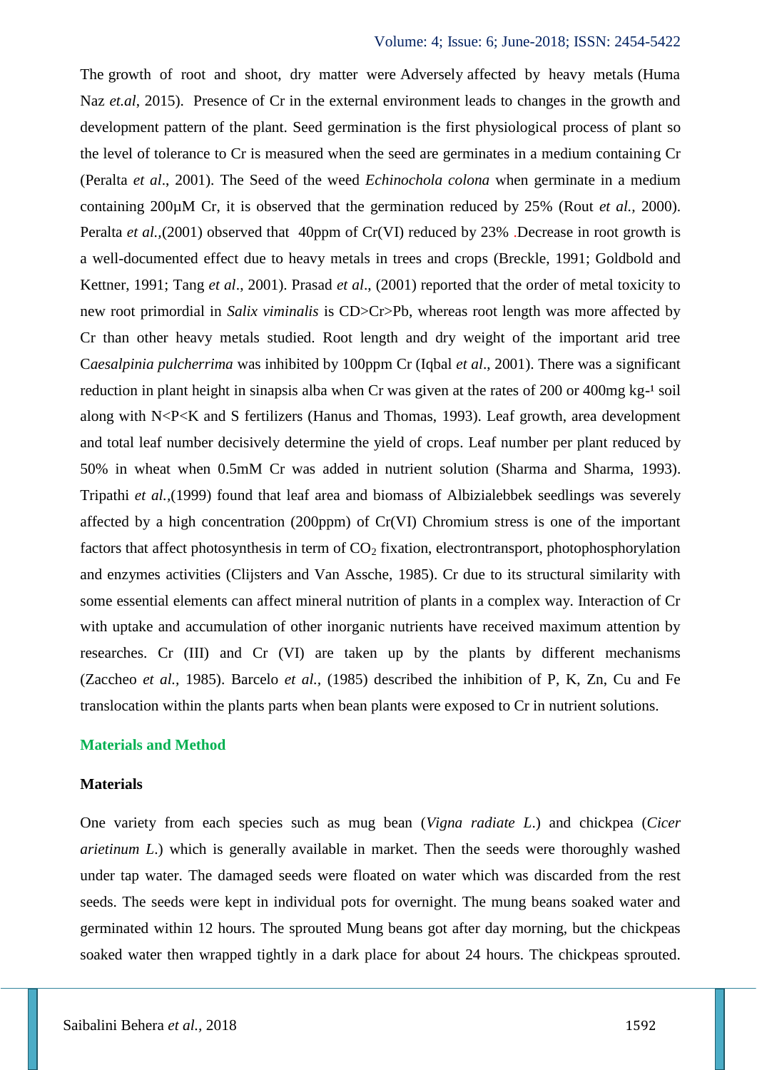The growth of root and shoot, dry matter were Adversely affected by heavy metals (Huma Naz *et.al*, 2015). Presence of Cr in the external environment leads to changes in the growth and development pattern of the plant. Seed germination is the first physiological process of plant so the level of tolerance to Cr is measured when the seed are germinates in a medium containing Cr (Peralta *et al*., 2001). The Seed of the weed *Echinochola colona* when germinate in a medium containing 200µM Cr, it is observed that the germination reduced by 25% (Rout *et al.,* 2000). Peralta *et al.*,(2001) observed that 40ppm of Cr(VI) reduced by 23% .Decrease in root growth is a well-documented effect due to heavy metals in trees and crops (Breckle, 1991; Goldbold and Kettner, 1991; Tang *et al*., 2001). Prasad *et al*., (2001) reported that the order of metal toxicity to new root primordial in *Salix viminalis* is CD>Cr>Pb, whereas root length was more affected by Cr than other heavy metals studied. Root length and dry weight of the important arid tree C*aesalpinia pulcherrima* was inhibited by 100ppm Cr (Iqbal *et al*., 2001). There was a significant reduction in plant height in sinapsis alba when Cr was given at the rates of 200 or 400mg kg-$^{1}$ soil along with N<P<K and S fertilizers (Hanus and Thomas, 1993). Leaf growth, area development and total leaf number decisively determine the yield of crops. Leaf number per plant reduced by 50% in wheat when 0.5mM Cr was added in nutrient solution (Sharma and Sharma, 1993). Tripathi *et al.*,(1999) found that leaf area and biomass of Albizialebbek seedlings was severely affected by a high concentration (200ppm) of Cr(VI) Chromium stress is one of the important factors that affect photosynthesis in term of $CO_2$ fixation, electrontransport, photophosphorylation and enzymes activities (Clijsters and Van Assche, 1985). Cr due to its structural similarity with some essential elements can affect mineral nutrition of plants in a complex way. Interaction of Cr with uptake and accumulation of other inorganic nutrients have received maximum attention by researches. Cr (III) and Cr (VI) are taken up by the plants by different mechanisms (Zaccheo *et al.,* 1985). Barcelo *et al.,* (1985) described the inhibition of P, K, Zn, Cu and Fe translocation within the plants parts when bean plants were exposed to Cr in nutrient solutions.

## Materials and Method

### Materials

One variety from each species such as mug bean (*Vigna radiate L*.) and chickpea (*Cicer arietinum L*.) which is generally available in market. Then the seeds were thoroughly washed under tap water. The damaged seeds were floated on water which was discarded from the rest seeds. The seeds were kept in individual pots for overnight. The mung beans soaked water and germinated within 12 hours. The sprouted Mung beans got after day morning, but the chickpeas soaked water then wrapped tightly in a dark place for about 24 hours. The chickpeas sprouted.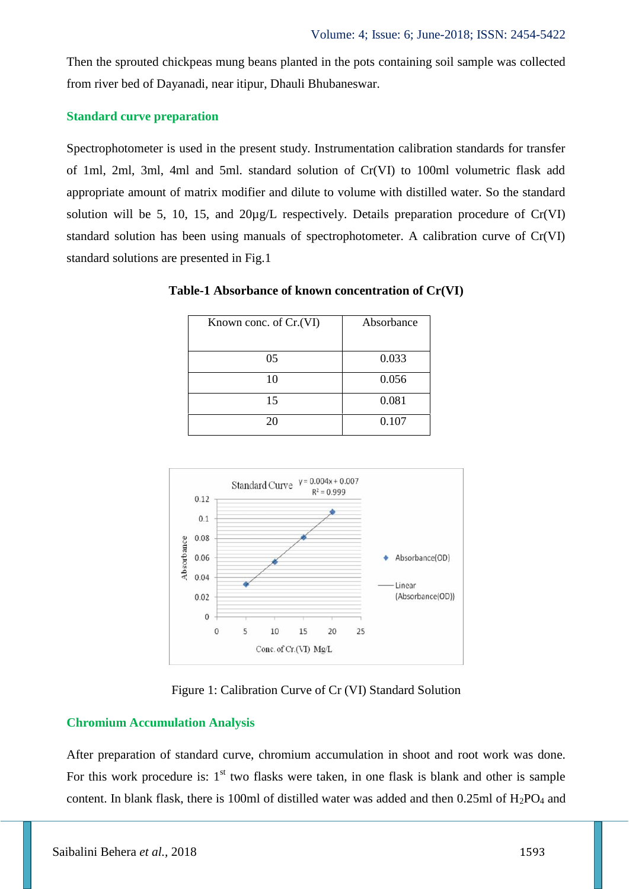Then the sprouted chickpeas mung beans planted in the pots containing soil sample was collected from river bed of Dayanadi, near itipur, Dhauli Bhubaneswar.

### Standard curve preparation

Spectrophotometer is used in the present study. Instrumentation calibration standards for transfer of 1ml, 2ml, 3ml, 4ml and 5ml. standard solution of Cr(VI) to 100ml volumetric flask add appropriate amount of matrix modifier and dilute to volume with distilled water. So the standard solution will be 5, 10, 15, and 20μg/L respectively. Details preparation procedure of Cr(VI) standard solution has been using manuals of spectrophotometer. A calibration curve of Cr(VI) standard solutions are presented in Fig.1

**Table-1 Absorbance of known concentration of Cr(VI)**

| Known conc. of Cr.(VI) | Absorbance |
|---|---|
| 05 | 0.033 |
| 10 | 0.056 |
| 15 | 0.081 |
| 20 | 0.107 |

Figure 1: Calibration Curve of Cr (VI) Standard Solution

### Chromium Accumulation Analysis

After preparation of standard curve, chromium accumulation in shoot and root work was done. For this work procedure is: 1st two flasks were taken, in one flask is blank and other is sample content. In blank flask, there is 100ml of distilled water was added and then 0.25ml of $H_2PO_4$ and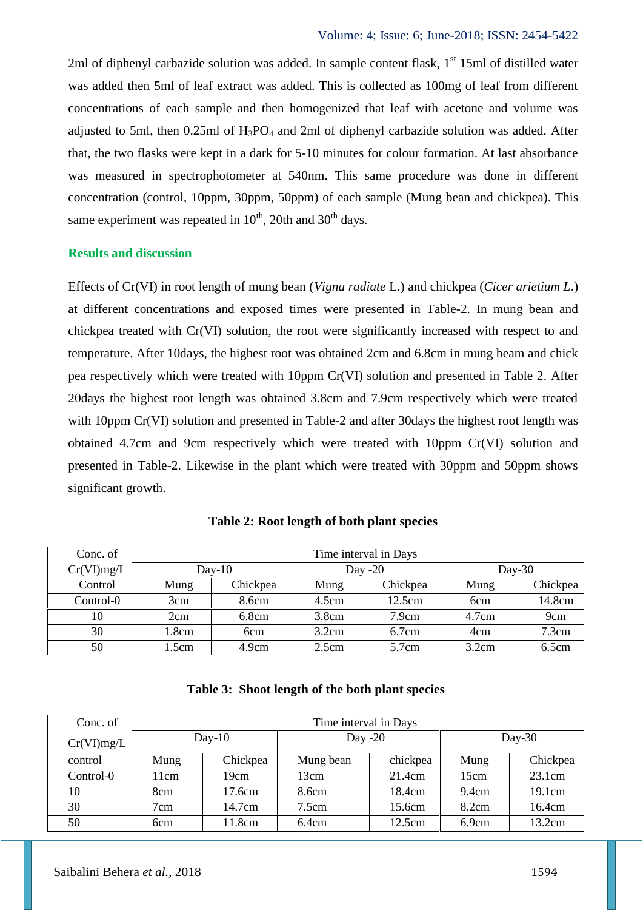2ml of diphenyl carbazide solution was added. In sample content flask, 1[st] 15ml of distilled water was added then 5ml of leaf extract was added. This is collected as 100mg of leaf from different concentrations of each sample and then homogenized that leaf with acetone and volume was adjusted to 5ml, then 0.25ml of $H_3PO_4$ and 2ml of diphenyl carbazide solution was added. After that, the two flasks were kept in a dark for 5-10 minutes for colour formation. At last absorbance was measured in spectrophotometer at 540nm. This same procedure was done in different concentration (control, 10ppm, 30ppm, 50ppm) of each sample (Mung bean and chickpea). This same experiment was repeated in 10[th], 20th and 30[th] days.

## Results and discussion

Effects of Cr(VI) in root length of mung bean (*Vigna radiate* L.) and chickpea (*Cicer arietium L.*) at different concentrations and exposed times were presented in Table-2. In mung bean and chickpea treated with Cr(VI) solution, the root were significantly increased with respect to and temperature. After 10days, the highest root was obtained 2cm and 6.8cm in mung beam and chick pea respectively which were treated with 10ppm Cr(VI) solution and presented in Table 2. After 20days the highest root length was obtained 3.8cm and 7.9cm respectively which were treated with 10ppm Cr(VI) solution and presented in Table-2 and after 30days the highest root length was obtained 4.7cm and 9cm respectively which were treated with 10ppm Cr(VI) solution and presented in Table-2. Likewise in the plant which were treated with 30ppm and 50ppm shows significant growth.

**Table 2: Root length of both plant species**

| Conc. of Cr(VI)mg/L | Time interval in Days | | | | | |
|---|---|---|---|---|---|---|
| | Day-10 | | Day -20 | | Day-30 | |
| Control | Mung | Chickpea | Mung | Chickpea | Mung | Chickpea |
| Control-0 | 3cm | 8.6cm | 4.5cm | 12.5cm | 6cm | 14.8cm |
| 10 | 2cm | 6.8cm | 3.8cm | 7.9cm | 4.7cm | 9cm |
| 30 | 1.8cm | 6cm | 3.2cm | 6.7cm | 4cm | 7.3cm |
| 50 | 1.5cm | 4.9cm | 2.5cm | 5.7cm | 3.2cm | 6.5cm |

**Table 3: Shoot length of the both plant species**

| Conc. of Cr(VI)mg/L | Time interval in Days | | | | | |
|---|---|---|---|---|---|---|
| | Day-10 | | Day -20 | | Day-30 | |
| control | Mung | Chickpea | Mung bean | chickpea | Mung | Chickpea |
| Control-0 | 11cm | 19cm | 13cm | 21.4cm | 15cm | 23.1cm |
| 10 | 8cm | 17.6cm | 8.6cm | 18.4cm | 9.4cm | 19.1cm |
| 30 | 7cm | 14.7cm | 7.5cm | 15.6cm | 8.2cm | 16.4cm |
| 50 | 6cm | 11.8cm | 6.4cm | 12.5cm | 6.9cm | 13.2cm |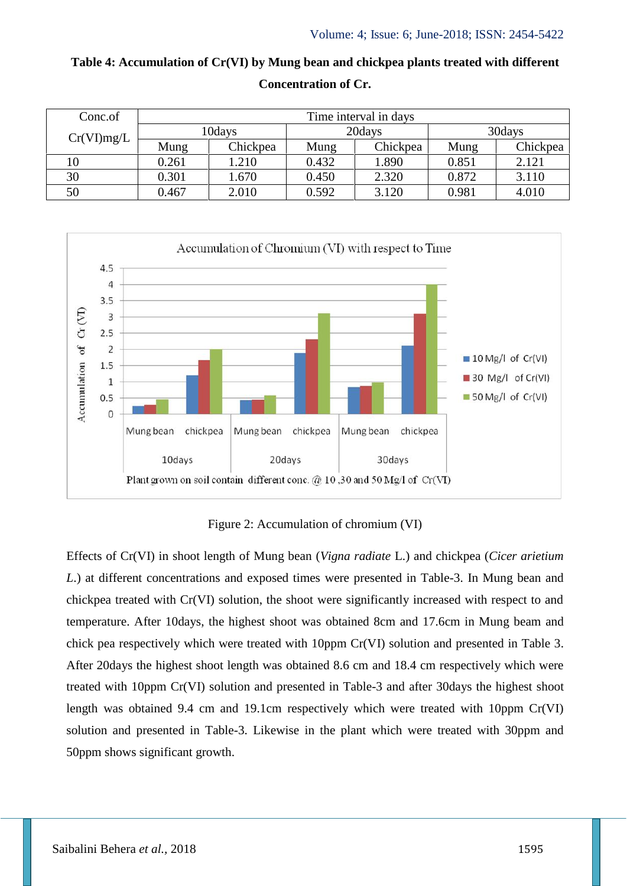**Table 4: Accumulation of Cr(VI) by Mung bean and chickpea plants treated with different Concentration of Cr.**

| Conc.of Cr(VI)mg/L | Time interval in days | | | | | |
|---|---|---|---|---|---|---|
| | 10days | | 20days | | 30days | |
| | Mung | Chickpea | Mung | Chickpea | Mung | Chickpea |
| 10 | 0.261 | 1.210 | 0.432 | 1.890 | 0.851 | 2.121 |
| 30 | 0.301 | 1.670 | 0.450 | 2.320 | 0.872 | 3.110 |
| 50 | 0.467 | 2.010 | 0.592 | 3.120 | 0.981 | 4.010 |

Figure 2: Accumulation of chromium (VI)

Effects of Cr(VI) in shoot length of Mung bean (*Vigna radiate* L.) and chickpea (*Cicer arietium L.*) at different concentrations and exposed times were presented in Table-3. In Mung bean and chickpea treated with Cr(VI) solution, the shoot were significantly increased with respect to and temperature. After 10days, the highest shoot was obtained 8cm and 17.6cm in Mung beam and chick pea respectively which were treated with 10ppm Cr(VI) solution and presented in Table 3. After 20days the highest shoot length was obtained 8.6 cm and 18.4 cm respectively which were treated with 10ppm Cr(VI) solution and presented in Table-3 and after 30days the highest shoot length was obtained 9.4 cm and 19.1cm respectively which were treated with 10ppm Cr(VI) solution and presented in Table-3. Likewise in the plant which were treated with 30ppm and 50ppm shows significant growth.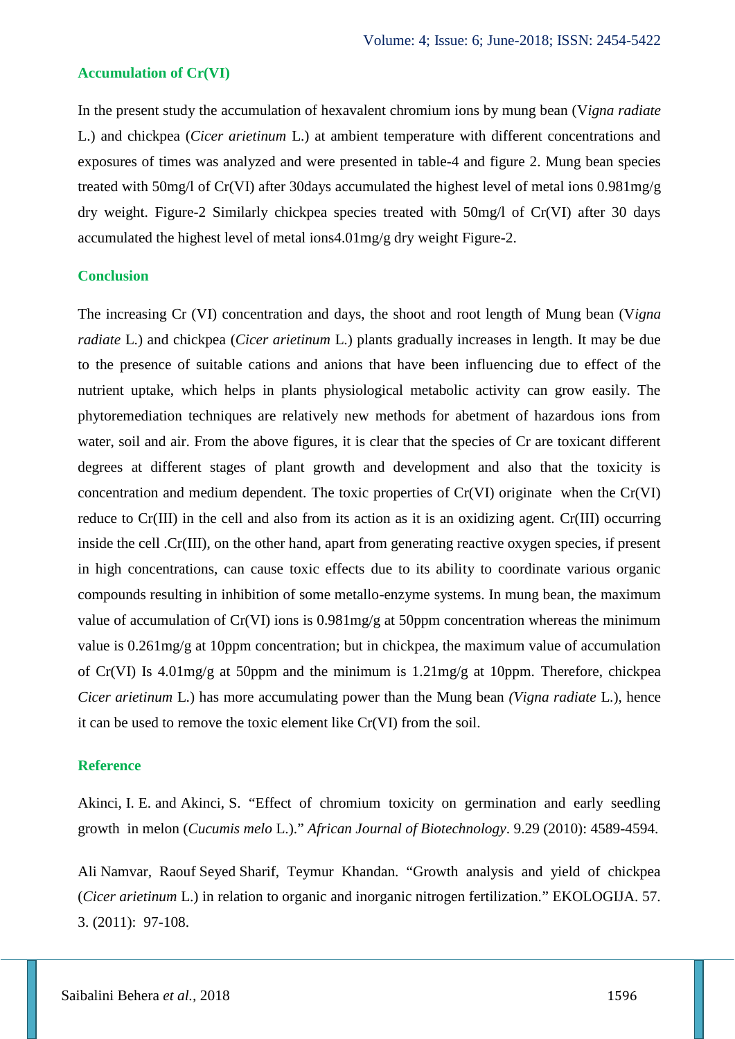## Accumulation of Cr(VI)

In the present study the accumulation of hexavalent chromium ions by mung bean (V*igna radiate* L.) and chickpea (*Cicer arietinum* L.) at ambient temperature with different concentrations and exposures of times was analyzed and were presented in table-4 and figure 2. Mung bean species treated with 50mg/l of Cr(VI) after 30days accumulated the highest level of metal ions 0.981mg/g dry weight. Figure-2 Similarly chickpea species treated with 50mg/l of Cr(VI) after 30 days accumulated the highest level of metal ions4.01mg/g dry weight Figure-2.

## Conclusion

The increasing Cr (VI) concentration and days, the shoot and root length of Mung bean (V*igna radiate* L.) and chickpea (*Cicer arietinum* L.) plants gradually increases in length. It may be due to the presence of suitable cations and anions that have been influencing due to effect of the nutrient uptake, which helps in plants physiological metabolic activity can grow easily. The phytoremediation techniques are relatively new methods for abetment of hazardous ions from water, soil and air. From the above figures, it is clear that the species of Cr are toxicant different degrees at different stages of plant growth and development and also that the toxicity is concentration and medium dependent. The toxic properties of Cr(VI) originate when the Cr(VI) reduce to Cr(III) in the cell and also from its action as it is an oxidizing agent. Cr(III) occurring inside the cell .Cr(III), on the other hand, apart from generating reactive oxygen species, if present in high concentrations, can cause toxic effects due to its ability to coordinate various organic compounds resulting in inhibition of some metallo-enzyme systems. In mung bean, the maximum value of accumulation of Cr(VI) ions is 0.981mg/g at 50ppm concentration whereas the minimum value is 0.261mg/g at 10ppm concentration; but in chickpea, the maximum value of accumulation of Cr(VI) Is 4.01mg/g at 50ppm and the minimum is 1.21mg/g at 10ppm. Therefore, chickpea *Cicer arietinum* L.) has more accumulating power than the Mung bean *(Vigna radiate* L.), hence it can be used to remove the toxic element like Cr(VI) from the soil.

## Reference

Akinci, I. E. and Akinci, S. "Effect of chromium toxicity on germination and early seedling growth in melon (*Cucumis melo* L.)." *African Journal of Biotechnology*. 9.29 (2010): 4589-4594.

Ali Namvar, Raouf Seyed Sharif, Teymur Khandan. "Growth analysis and yield of chickpea (*Cicer arietinum* L.) in relation to organic and inorganic nitrogen fertilization." EKOLOGIJA. 57. 3. (2011): 97-108.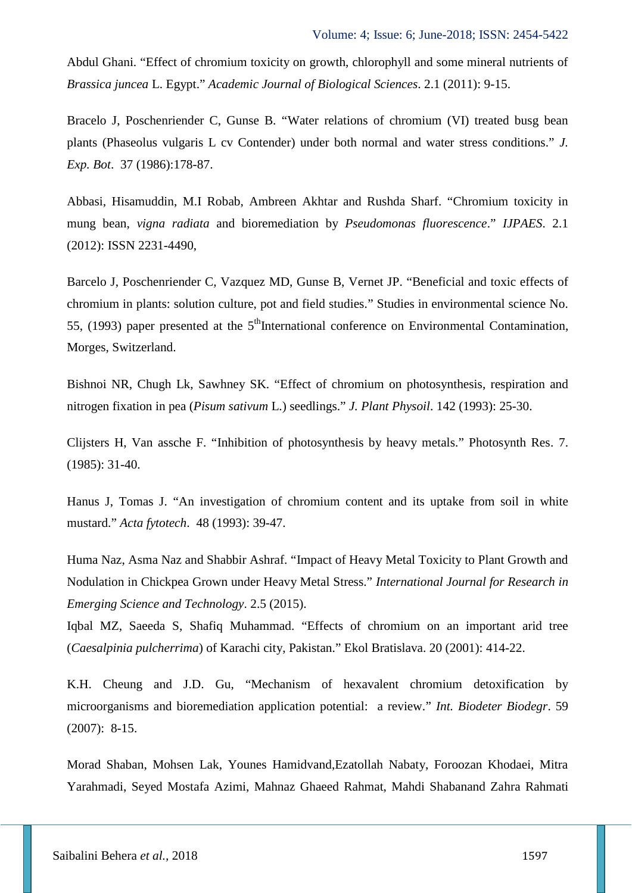Abdul Ghani. “Effect of chromium toxicity on growth, chlorophyll and some mineral nutrients of *Brassica juncea* L. Egypt.” *Academic Journal of Biological Sciences*. 2.1 (2011): 9-15.

Bracelo J, Poschenriender C, Gunse B. “Water relations of chromium (VI) treated busg bean plants (Phaseolus vulgaris L cv Contender) under both normal and water stress conditions.” *J. Exp. Bot*. 37 (1986):178-87.

Abbasi, Hisamuddin, M.I Robab, Ambreen Akhtar and Rushda Sharf. “Chromium toxicity in mung bean, *vigna radiata* and bioremediation by *Pseudomonas fluorescence*.” *IJPAES*. 2.1 (2012): ISSN 2231-4490,

Barcelo J, Poschenriender C, Vazquez MD, Gunse B, Vernet JP. “Beneficial and toxic effects of chromium in plants: solution culture, pot and field studies.” Studies in environmental science No. 55, (1993) paper presented at the 5th International conference on Environmental Contamination, Morges, Switzerland.

Bishnoi NR, Chugh Lk, Sawhney SK. “Effect of chromium on photosynthesis, respiration and nitrogen fixation in pea (*Pisum sativum* L.) seedlings.” *J. Plant Physoil*. 142 (1993): 25-30.

Clijsters H, Van assche F. “Inhibition of photosynthesis by heavy metals.” Photosynth Res. 7. (1985): 31-40.

Hanus J, Tomas J. “An investigation of chromium content and its uptake from soil in white mustard.” *Acta fytotech*. 48 (1993): 39-47.

Huma Naz, Asma Naz and Shabbir Ashraf. “Impact of Heavy Metal Toxicity to Plant Growth and Nodulation in Chickpea Grown under Heavy Metal Stress.” *International Journal for Research in Emerging Science and Technology*. 2.5 (2015).

Iqbal MZ, Saeeda S, Shafiq Muhammad. “Effects of chromium on an important arid tree (*Caesalpinia pulcherrima*) of Karachi city, Pakistan.” Ekol Bratislava. 20 (2001): 414-22.

K.H. Cheung and J.D. Gu, “Mechanism of hexavalent chromium detoxification by microorganisms and bioremediation application potential: a review.” *Int. Biodeter Biodegr*. 59 (2007): 8-15.

Morad Shaban, Mohsen Lak, Younes Hamidvand,Ezatollah Nabaty, Foroozan Khodaei, Mitra Yarahmadi, Seyed Mostafa Azimi, Mahnaz Ghaeed Rahmat, Mahdi Shabanand Zahra Rahmati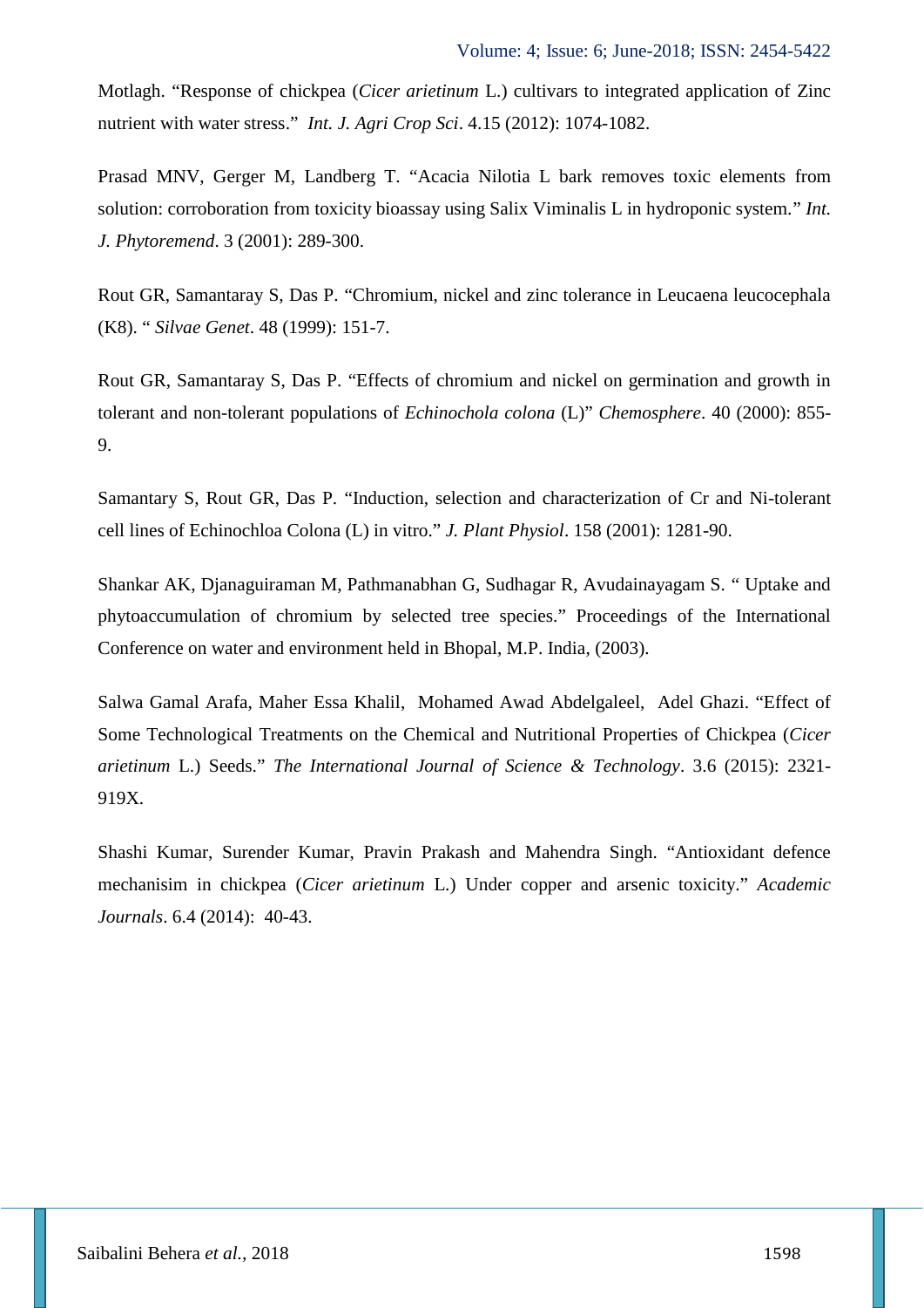Motlagh. "Response of chickpea (*Cicer arietinum* L.) cultivars to integrated application of Zinc nutrient with water stress." *Int. J. Agri Crop Sci*. 4.15 (2012): 1074-1082.

Prasad MNV, Gerger M, Landberg T. "Acacia Nilotia L bark removes toxic elements from solution: corroboration from toxicity bioassay using Salix Viminalis L in hydroponic system." *Int. J. Phytoremend*. 3 (2001): 289-300.

Rout GR, Samantaray S, Das P. "Chromium, nickel and zinc tolerance in Leucaena leucocephala (K8). " *Silvae Genet*. 48 (1999): 151-7.

Rout GR, Samantaray S, Das P. "Effects of chromium and nickel on germination and growth in tolerant and non-tolerant populations of *Echinochola colona* (L)" *Chemosphere*. 40 (2000): 855-9.

Samantary S, Rout GR, Das P. "Induction, selection and characterization of Cr and Ni-tolerant cell lines of Echinochloa Colona (L) in vitro." *J. Plant Physiol*. 158 (2001): 1281-90.

Shankar AK, Djanaguiraman M, Pathmanabhan G, Sudhagar R, Avudainayagam S. " Uptake and phytoaccumulation of chromium by selected tree species." Proceedings of the International Conference on water and environment held in Bhopal, M.P. India, (2003).

Salwa Gamal Arafa, Maher Essa Khalil, Mohamed Awad Abdelgaleel, Adel Ghazi. "Effect of Some Technological Treatments on the Chemical and Nutritional Properties of Chickpea (*Cicer arietinum* L.) Seeds." *The International Journal of Science & Technology*. 3.6 (2015): 2321-919X.

Shashi Kumar, Surender Kumar, Pravin Prakash and Mahendra Singh. "Antioxidant defence mechanisim in chickpea (*Cicer arietinum* L.) Under copper and arsenic toxicity." *Academic Journals*. 6.4 (2014): 40-43.